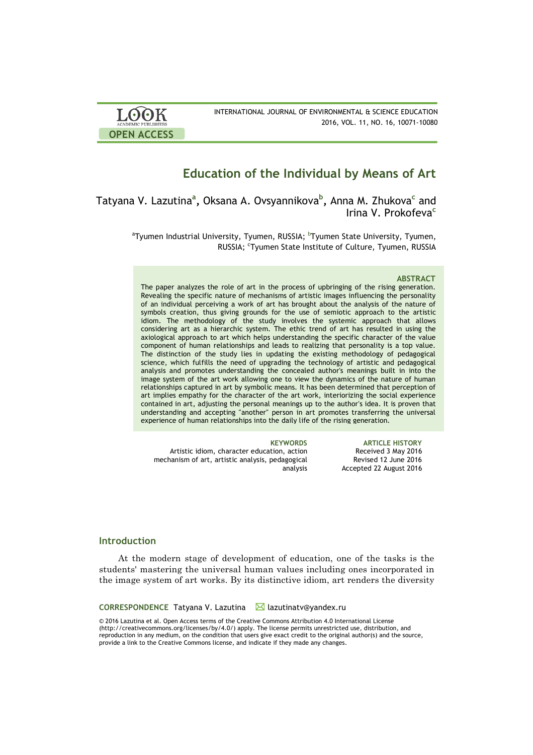LOOK ACADEMIC PUBLISHERS

OPEN ACCESS

INTERNATIONAL JOURNAL OF ENVIRONMENTAL & SCIENCE EDUCATION
2016, VOL. 11, NO. 16, 10071-10080

# Education of the Individual by Means of Art

Tatyana V. Lazutina[a], Oksana A. Ovsyannikova[b], Anna M. Zhukova[c] and Irina V. Prokofeva[c]

[a]Tyumen Industrial University, Tyumen, RUSSIA; [b]Tyumen State University, Tyumen, RUSSIA; [c]Tyumen State Institute of Culture, Tyumen, RUSSIA

### ABSTRACT

The paper analyzes the role of art in the process of upbringing of the rising generation. Revealing the specific nature of mechanisms of artistic images influencing the personality of an individual perceiving a work of art has brought about the analysis of the nature of symbols creation, thus giving grounds for the use of semiotic approach to the artistic idiom. The methodology of the study involves the systemic approach that allows considering art as a hierarchic system. The ethic trend of art has resulted in using the axiological approach to art which helps understanding the specific character of the value component of human relationships and leads to realizing that personality is a top value. The distinction of the study lies in updating the existing methodology of pedagogical science, which fulfills the need of upgrading the technology of artistic and pedagogical analysis and promotes understanding the concealed author's meanings built in into the image system of the art work allowing one to view the dynamics of the nature of human relationships captured in art by symbolic means. It has been determined that perception of art implies empathy for the character of the art work, interiorizing the social experience contained in art, adjusting the personal meanings up to the author's idea. It is proven that understanding and accepting "another" person in art promotes transferring the universal experience of human relationships into the daily life of the rising generation.

**KEYWORDS**
Artistic idiom, character education, action mechanism of art, artistic analysis, pedagogical analysis

**ARTICLE HISTORY**
Received 3 May 2016
Revised 12 June 2016
Accepted 22 August 2016

## Introduction

At the modern stage of development of education, one of the tasks is the students' mastering the universal human values including ones incorporated in the image system of art works. By its distinctive idiom, art renders the diversity

**CORRESPONDENCE** Tatyana V. Lazutina lazutinatv@yandex.ru

© 2016 Lazutina et al. Open Access terms of the Creative Commons Attribution 4.0 International License (http://creativecommons.org/licenses/by/4.0/) apply. The license permits unrestricted use, distribution, and reproduction in any medium, on the condition that users give exact credit to the original author(s) and the source, provide a link to the Creative Commons license, and indicate if they made any changes.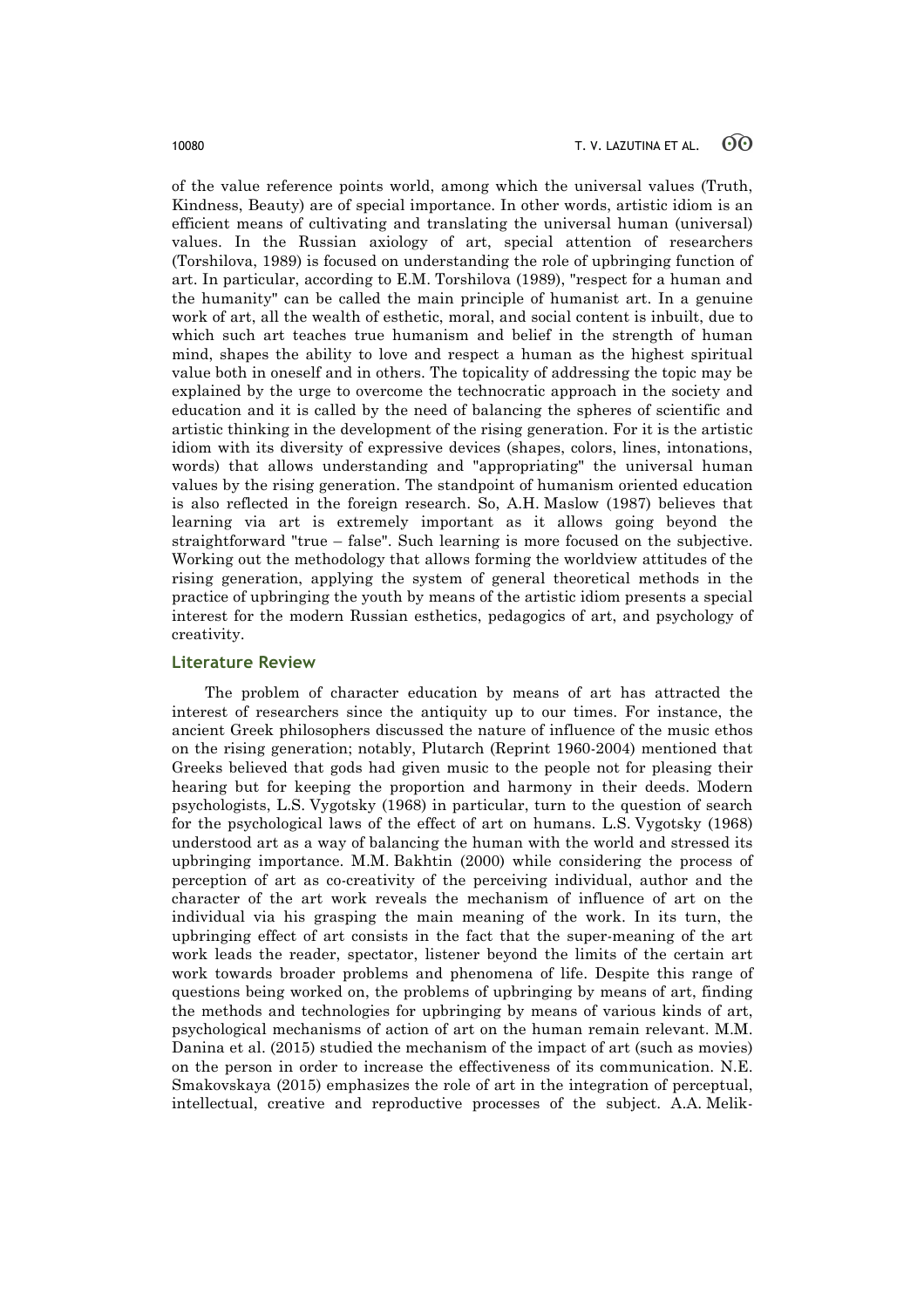of the value reference points world, among which the universal values (Truth, Kindness, Beauty) are of special importance. In other words, artistic idiom is an efficient means of cultivating and translating the universal human (universal) values. In the Russian axiology of art, special attention of researchers (Torshilova, 1989) is focused on understanding the role of upbringing function of art. In particular, according to E.M. Torshilova (1989), "respect for a human and the humanity" can be called the main principle of humanist art. In a genuine work of art, all the wealth of esthetic, moral, and social content is inbuilt, due to which such art teaches true humanism and belief in the strength of human mind, shapes the ability to love and respect a human as the highest spiritual value both in oneself and in others. The topicality of addressing the topic may be explained by the urge to overcome the technocratic approach in the society and education and it is called by the need of balancing the spheres of scientific and artistic thinking in the development of the rising generation. For it is the artistic idiom with its diversity of expressive devices (shapes, colors, lines, intonations, words) that allows understanding and "appropriating" the universal human values by the rising generation. The standpoint of humanism oriented education is also reflected in the foreign research. So, A.H. Maslow (1987) believes that learning via art is extremely important as it allows going beyond the straightforward "true – false". Such learning is more focused on the subjective. Working out the methodology that allows forming the worldview attitudes of the rising generation, applying the system of general theoretical methods in the practice of upbringing the youth by means of the artistic idiom presents a special interest for the modern Russian esthetics, pedagogics of art, and psychology of creativity.

## Literature Review

The problem of character education by means of art has attracted the interest of researchers since the antiquity up to our times. For instance, the ancient Greek philosophers discussed the nature of influence of the music ethos on the rising generation; notably, Plutarch (Reprint 1960-2004) mentioned that Greeks believed that gods had given music to the people not for pleasing their hearing but for keeping the proportion and harmony in their deeds. Modern psychologists, L.S. Vygotsky (1968) in particular, turn to the question of search for the psychological laws of the effect of art on humans. L.S. Vygotsky (1968) understood art as a way of balancing the human with the world and stressed its upbringing importance. M.M. Bakhtin (2000) while considering the process of perception of art as co-creativity of the perceiving individual, author and the character of the art work reveals the mechanism of influence of art on the individual via his grasping the main meaning of the work. In its turn, the upbringing effect of art consists in the fact that the super-meaning of the art work leads the reader, spectator, listener beyond the limits of the certain art work towards broader problems and phenomena of life. Despite this range of questions being worked on, the problems of upbringing by means of art, finding the methods and technologies for upbringing by means of various kinds of art, psychological mechanisms of action of art on the human remain relevant. M.M. Danina et al. (2015) studied the mechanism of the impact of art (such as movies) on the person in order to increase the effectiveness of its communication. N.E. Smakovskaya (2015) emphasizes the role of art in the integration of perceptual, intellectual, creative and reproductive processes of the subject. A.A. Melik-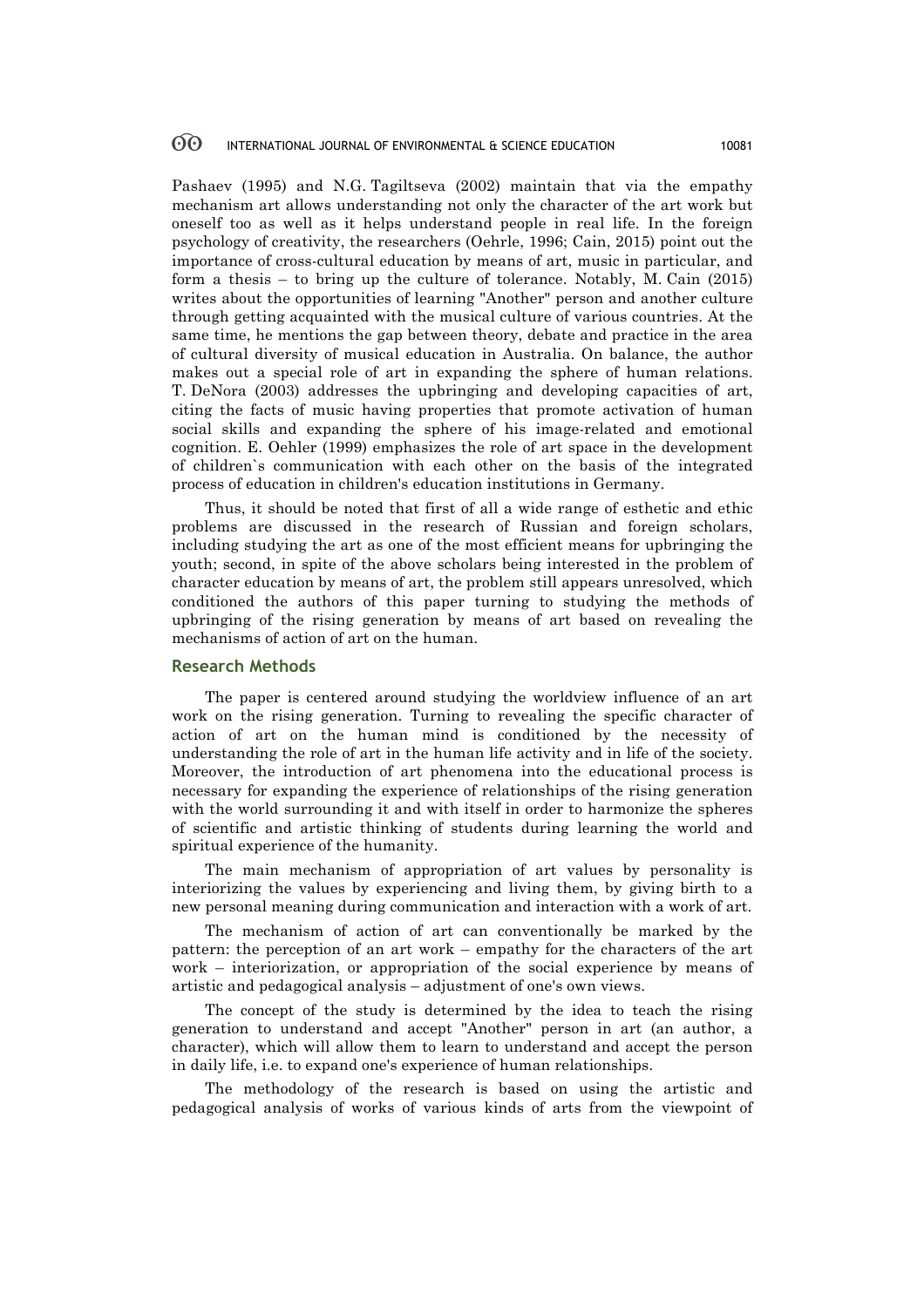Pashaev (1995) and N.G. Tagiltseva (2002) maintain that via the empathy mechanism art allows understanding not only the character of the art work but oneself too as well as it helps understand people in real life. In the foreign psychology of creativity, the researchers (Oehrle, 1996; Cain, 2015) point out the importance of cross-cultural education by means of art, music in particular, and form a thesis – to bring up the culture of tolerance. Notably, M. Cain (2015) writes about the opportunities of learning "Another" person and another culture through getting acquainted with the musical culture of various countries. At the same time, he mentions the gap between theory, debate and practice in the area of cultural diversity of musical education in Australia. On balance, the author makes out a special role of art in expanding the sphere of human relations. T. DeNora (2003) addresses the upbringing and developing capacities of art, citing the facts of music having properties that promote activation of human social skills and expanding the sphere of his image-related and emotional cognition. E. Oehler (1999) emphasizes the role of art space in the development of children`s communication with each other on the basis of the integrated process of education in children's education institutions in Germany.

Thus, it should be noted that first of all a wide range of esthetic and ethic problems are discussed in the research of Russian and foreign scholars, including studying the art as one of the most efficient means for upbringing the youth; second, in spite of the above scholars being interested in the problem of character education by means of art, the problem still appears unresolved, which conditioned the authors of this paper turning to studying the methods of upbringing of the rising generation by means of art based on revealing the mechanisms of action of art on the human.

## Research Methods

The paper is centered around studying the worldview influence of an art work on the rising generation. Turning to revealing the specific character of action of art on the human mind is conditioned by the necessity of understanding the role of art in the human life activity and in life of the society. Moreover, the introduction of art phenomena into the educational process is necessary for expanding the experience of relationships of the rising generation with the world surrounding it and with itself in order to harmonize the spheres of scientific and artistic thinking of students during learning the world and spiritual experience of the humanity.

The main mechanism of appropriation of art values by personality is interiorizing the values by experiencing and living them, by giving birth to a new personal meaning during communication and interaction with a work of art.

The mechanism of action of art can conventionally be marked by the pattern: the perception of an art work – empathy for the characters of the art work – interiorization, or appropriation of the social experience by means of artistic and pedagogical analysis – adjustment of one's own views.

The concept of the study is determined by the idea to teach the rising generation to understand and accept "Another" person in art (an author, a character), which will allow them to learn to understand and accept the person in daily life, i.e. to expand one's experience of human relationships.

The methodology of the research is based on using the artistic and pedagogical analysis of works of various kinds of arts from the viewpoint of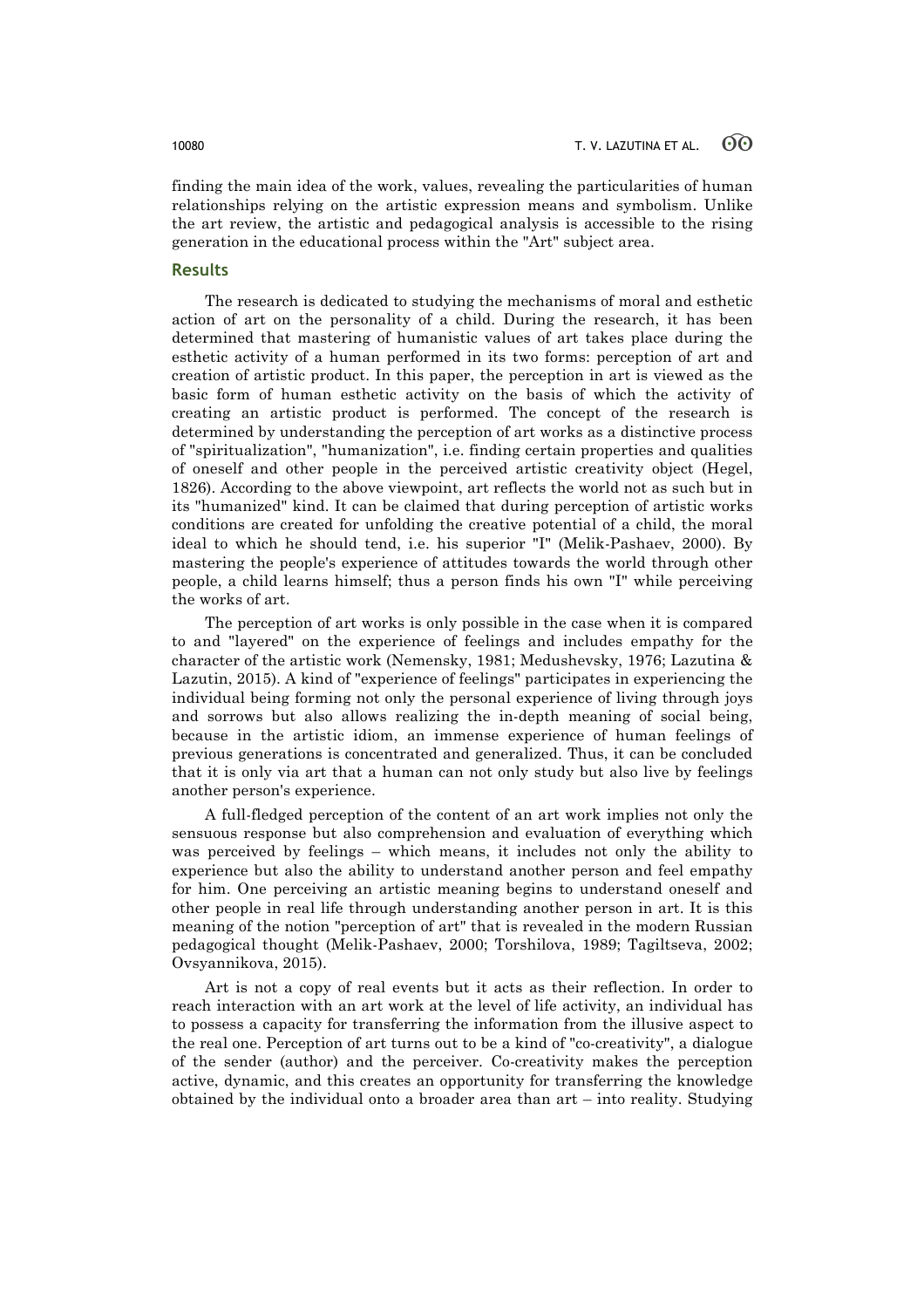finding the main idea of the work, values, revealing the particularities of human relationships relying on the artistic expression means and symbolism. Unlike the art review, the artistic and pedagogical analysis is accessible to the rising generation in the educational process within the "Art" subject area.

## Results

The research is dedicated to studying the mechanisms of moral and esthetic action of art on the personality of a child. During the research, it has been determined that mastering of humanistic values of art takes place during the esthetic activity of a human performed in its two forms: perception of art and creation of artistic product. In this paper, the perception in art is viewed as the basic form of human esthetic activity on the basis of which the activity of creating an artistic product is performed. The concept of the research is determined by understanding the perception of art works as a distinctive process of "spiritualization", "humanization", i.e. finding certain properties and qualities of oneself and other people in the perceived artistic creativity object (Hegel, 1826). According to the above viewpoint, art reflects the world not as such but in its "humanized" kind. It can be claimed that during perception of artistic works conditions are created for unfolding the creative potential of a child, the moral ideal to which he should tend, i.e. his superior "I" (Melik-Pashaev, 2000). By mastering the people's experience of attitudes towards the world through other people, a child learns himself; thus a person finds his own "I" while perceiving the works of art.

The perception of art works is only possible in the case when it is compared to and "layered" on the experience of feelings and includes empathy for the character of the artistic work (Nemensky, 1981; Medushevsky, 1976; Lazutina & Lazutin, 2015). A kind of "experience of feelings" participates in experiencing the individual being forming not only the personal experience of living through joys and sorrows but also allows realizing the in-depth meaning of social being, because in the artistic idiom, an immense experience of human feelings of previous generations is concentrated and generalized. Thus, it can be concluded that it is only via art that a human can not only study but also live by feelings another person's experience.

A full-fledged perception of the content of an art work implies not only the sensuous response but also comprehension and evaluation of everything which was perceived by feelings – which means, it includes not only the ability to experience but also the ability to understand another person and feel empathy for him. One perceiving an artistic meaning begins to understand oneself and other people in real life through understanding another person in art. It is this meaning of the notion "perception of art" that is revealed in the modern Russian pedagogical thought (Melik-Pashaev, 2000; Torshilova, 1989; Tagiltseva, 2002; Ovsyannikova, 2015).

Art is not a copy of real events but it acts as their reflection. In order to reach interaction with an art work at the level of life activity, an individual has to possess a capacity for transferring the information from the illusive aspect to the real one. Perception of art turns out to be a kind of "co-creativity", a dialogue of the sender (author) and the perceiver. Co-creativity makes the perception active, dynamic, and this creates an opportunity for transferring the knowledge obtained by the individual onto a broader area than art – into reality. Studying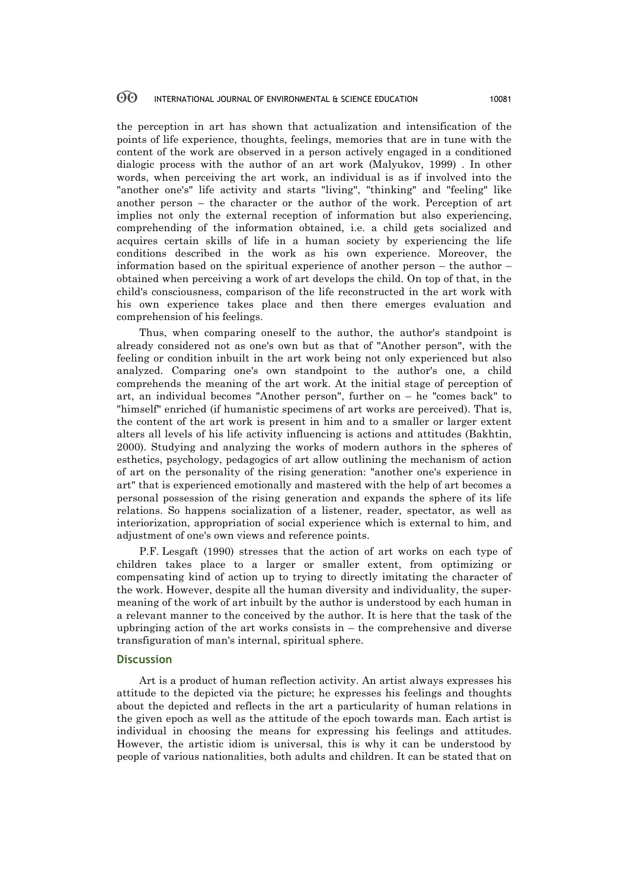the perception in art has shown that actualization and intensification of the points of life experience, thoughts, feelings, memories that are in tune with the content of the work are observed in a person actively engaged in a conditioned dialogic process with the author of an art work (Malyukov, 1999) . In other words, when perceiving the art work, an individual is as if involved into the "another one's" life activity and starts "living", "thinking" and "feeling" like another person – the character or the author of the work. Perception of art implies not only the external reception of information but also experiencing, comprehending of the information obtained, i.e. a child gets socialized and acquires certain skills of life in a human society by experiencing the life conditions described in the work as his own experience. Moreover, the information based on the spiritual experience of another person – the author – obtained when perceiving a work of art develops the child. On top of that, in the child's consciousness, comparison of the life reconstructed in the art work with his own experience takes place and then there emerges evaluation and comprehension of his feelings.

Thus, when comparing oneself to the author, the author's standpoint is already considered not as one's own but as that of "Another person", with the feeling or condition inbuilt in the art work being not only experienced but also analyzed. Comparing one's own standpoint to the author's one, a child comprehends the meaning of the art work. At the initial stage of perception of art, an individual becomes "Another person", further on – he "comes back" to "himself" enriched (if humanistic specimens of art works are perceived). That is, the content of the art work is present in him and to a smaller or larger extent alters all levels of his life activity influencing is actions and attitudes (Bakhtin, 2000). Studying and analyzing the works of modern authors in the spheres of esthetics, psychology, pedagogics of art allow outlining the mechanism of action of art on the personality of the rising generation: "another one's experience in art" that is experienced emotionally and mastered with the help of art becomes a personal possession of the rising generation and expands the sphere of its life relations. So happens socialization of a listener, reader, spectator, as well as interiorization, appropriation of social experience which is external to him, and adjustment of one's own views and reference points.

P.F. Lesgaft (1990) stresses that the action of art works on each type of children takes place to a larger or smaller extent, from optimizing or compensating kind of action up to trying to directly imitating the character of the work. However, despite all the human diversity and individuality, the super-meaning of the work of art inbuilt by the author is understood by each human in a relevant manner to the conceived by the author. It is here that the task of the upbringing action of the art works consists in – the comprehensive and diverse transfiguration of man's internal, spiritual sphere.

## Discussion

Art is a product of human reflection activity. An artist always expresses his attitude to the depicted via the picture; he expresses his feelings and thoughts about the depicted and reflects in the art a particularity of human relations in the given epoch as well as the attitude of the epoch towards man. Each artist is individual in choosing the means for expressing his feelings and attitudes. However, the artistic idiom is universal, this is why it can be understood by people of various nationalities, both adults and children. It can be stated that on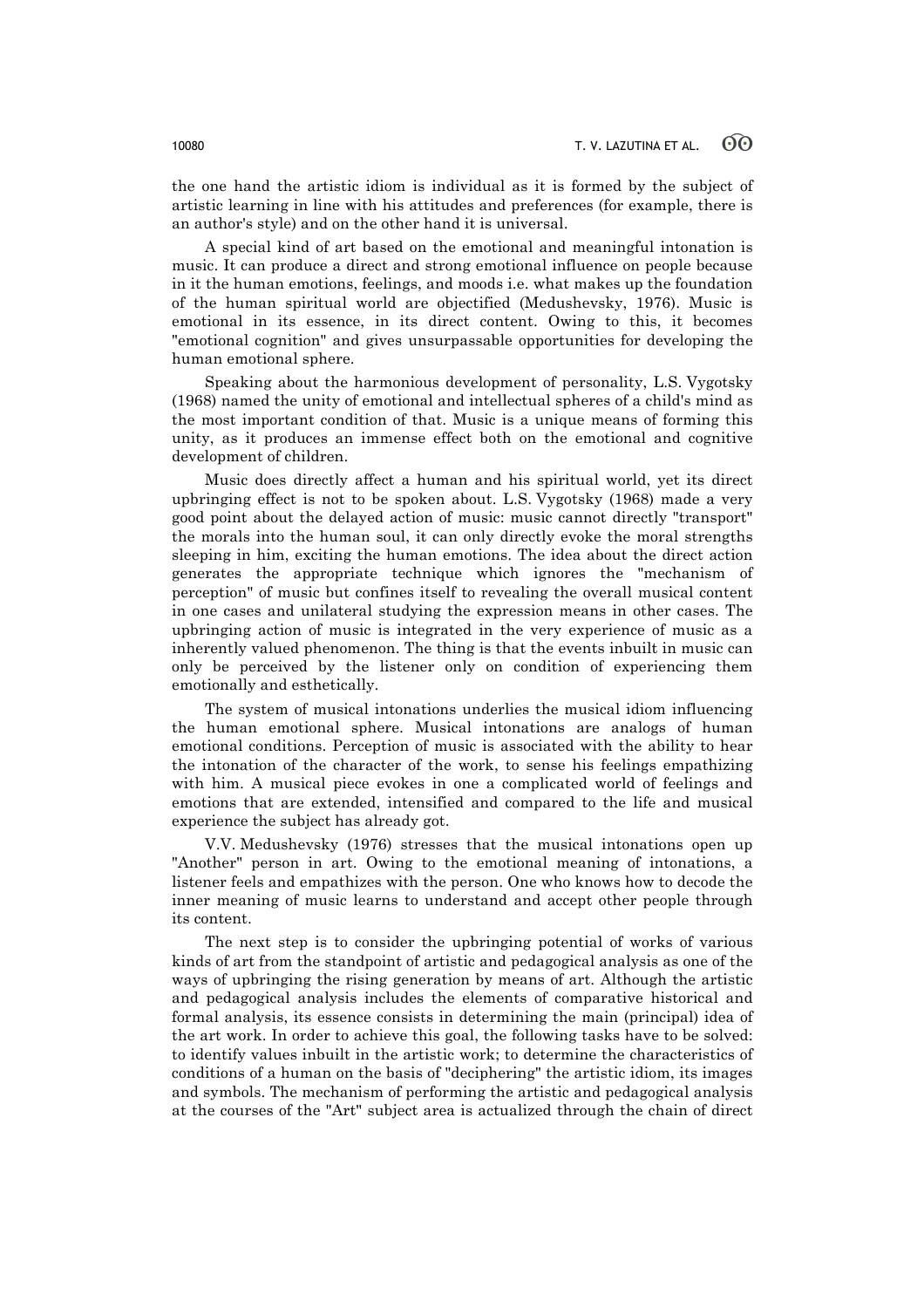the one hand the artistic idiom is individual as it is formed by the subject of artistic learning in line with his attitudes and preferences (for example, there is an author's style) and on the other hand it is universal.

A special kind of art based on the emotional and meaningful intonation is music. It can produce a direct and strong emotional influence on people because in it the human emotions, feelings, and moods i.e. what makes up the foundation of the human spiritual world are objectified (Medushevsky, 1976). Music is emotional in its essence, in its direct content. Owing to this, it becomes "emotional cognition" and gives unsurpassable opportunities for developing the human emotional sphere.

Speaking about the harmonious development of personality, L.S. Vygotsky (1968) named the unity of emotional and intellectual spheres of a child's mind as the most important condition of that. Music is a unique means of forming this unity, as it produces an immense effect both on the emotional and cognitive development of children.

Music does directly affect a human and his spiritual world, yet its direct upbringing effect is not to be spoken about. L.S. Vygotsky (1968) made a very good point about the delayed action of music: music cannot directly "transport" the morals into the human soul, it can only directly evoke the moral strengths sleeping in him, exciting the human emotions. The idea about the direct action generates the appropriate technique which ignores the "mechanism of perception" of music but confines itself to revealing the overall musical content in one cases and unilateral studying the expression means in other cases. The upbringing action of music is integrated in the very experience of music as a inherently valued phenomenon. The thing is that the events inbuilt in music can only be perceived by the listener only on condition of experiencing them emotionally and esthetically.

The system of musical intonations underlies the musical idiom influencing the human emotional sphere. Musical intonations are analogs of human emotional conditions. Perception of music is associated with the ability to hear the intonation of the character of the work, to sense his feelings empathizing with him. A musical piece evokes in one a complicated world of feelings and emotions that are extended, intensified and compared to the life and musical experience the subject has already got.

V.V. Medushevsky (1976) stresses that the musical intonations open up "Another" person in art. Owing to the emotional meaning of intonations, a listener feels and empathizes with the person. One who knows how to decode the inner meaning of music learns to understand and accept other people through its content.

The next step is to consider the upbringing potential of works of various kinds of art from the standpoint of artistic and pedagogical analysis as one of the ways of upbringing the rising generation by means of art. Although the artistic and pedagogical analysis includes the elements of comparative historical and formal analysis, its essence consists in determining the main (principal) idea of the art work. In order to achieve this goal, the following tasks have to be solved: to identify values inbuilt in the artistic work; to determine the characteristics of conditions of a human on the basis of "deciphering" the artistic idiom, its images and symbols. The mechanism of performing the artistic and pedagogical analysis at the courses of the "Art" subject area is actualized through the chain of direct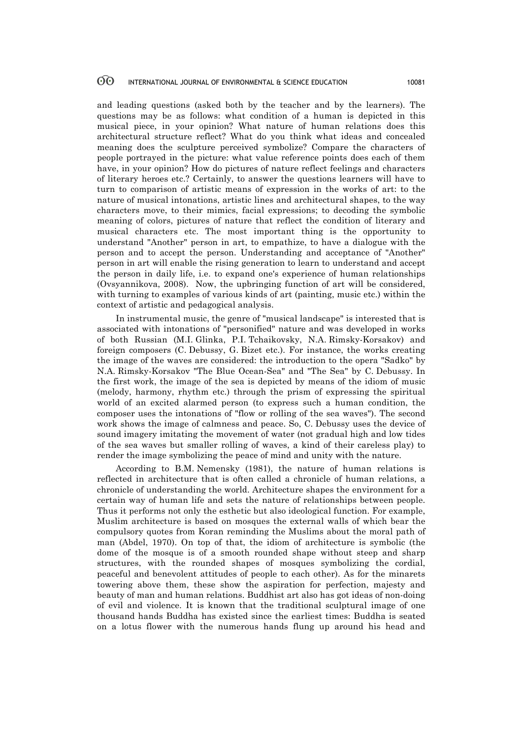and leading questions (asked both by the teacher and by the learners). The questions may be as follows: what condition of a human is depicted in this musical piece, in your opinion? What nature of human relations does this architectural structure reflect? What do you think what ideas and concealed meaning does the sculpture perceived symbolize? Compare the characters of people portrayed in the picture: what value reference points does each of them have, in your opinion? How do pictures of nature reflect feelings and characters of literary heroes etc.? Certainly, to answer the questions learners will have to turn to comparison of artistic means of expression in the works of art: to the nature of musical intonations, artistic lines and architectural shapes, to the way characters move, to their mimics, facial expressions; to decoding the symbolic meaning of colors, pictures of nature that reflect the condition of literary and musical characters etc. The most important thing is the opportunity to understand "Another" person in art, to empathize, to have a dialogue with the person and to accept the person. Understanding and acceptance of "Another" person in art will enable the rising generation to learn to understand and accept the person in daily life, i.e. to expand one's experience of human relationships (Ovsyannikova, 2008). Now, the upbringing function of art will be considered, with turning to examples of various kinds of art (painting, music etc.) within the context of artistic and pedagogical analysis.

In instrumental music, the genre of "musical landscape" is interested that is associated with intonations of "personified" nature and was developed in works of both Russian (M.I. Glinka, P.I. Tchaikovsky, N.A. Rimsky-Korsakov) and foreign composers (C. Debussy, G. Bizet etc.). For instance, the works creating the image of the waves are considered: the introduction to the opera "Sadko" by N.A. Rimsky-Korsakov "The Blue Ocean-Sea" and "The Sea" by C. Debussy. In the first work, the image of the sea is depicted by means of the idiom of music (melody, harmony, rhythm etc.) through the prism of expressing the spiritual world of an excited alarmed person (to express such a human condition, the composer uses the intonations of "flow or rolling of the sea waves"). The second work shows the image of calmness and peace. So, C. Debussy uses the device of sound imagery imitating the movement of water (not gradual high and low tides of the sea waves but smaller rolling of waves, a kind of their careless play) to render the image symbolizing the peace of mind and unity with the nature.

According to B.M. Nemensky (1981), the nature of human relations is reflected in architecture that is often called a chronicle of human relations, a chronicle of understanding the world. Architecture shapes the environment for a certain way of human life and sets the nature of relationships between people. Thus it performs not only the esthetic but also ideological function. For example, Muslim architecture is based on mosques the external walls of which bear the compulsory quotes from Koran reminding the Muslims about the moral path of man (Abdel, 1970). On top of that, the idiom of architecture is symbolic (the dome of the mosque is of a smooth rounded shape without steep and sharp structures, with the rounded shapes of mosques symbolizing the cordial, peaceful and benevolent attitudes of people to each other). As for the minarets towering above them, these show the aspiration for perfection, majesty and beauty of man and human relations. Buddhist art also has got ideas of non-doing of evil and violence. It is known that the traditional sculptural image of one thousand hands Buddha has existed since the earliest times: Buddha is seated on a lotus flower with the numerous hands flung up around his head and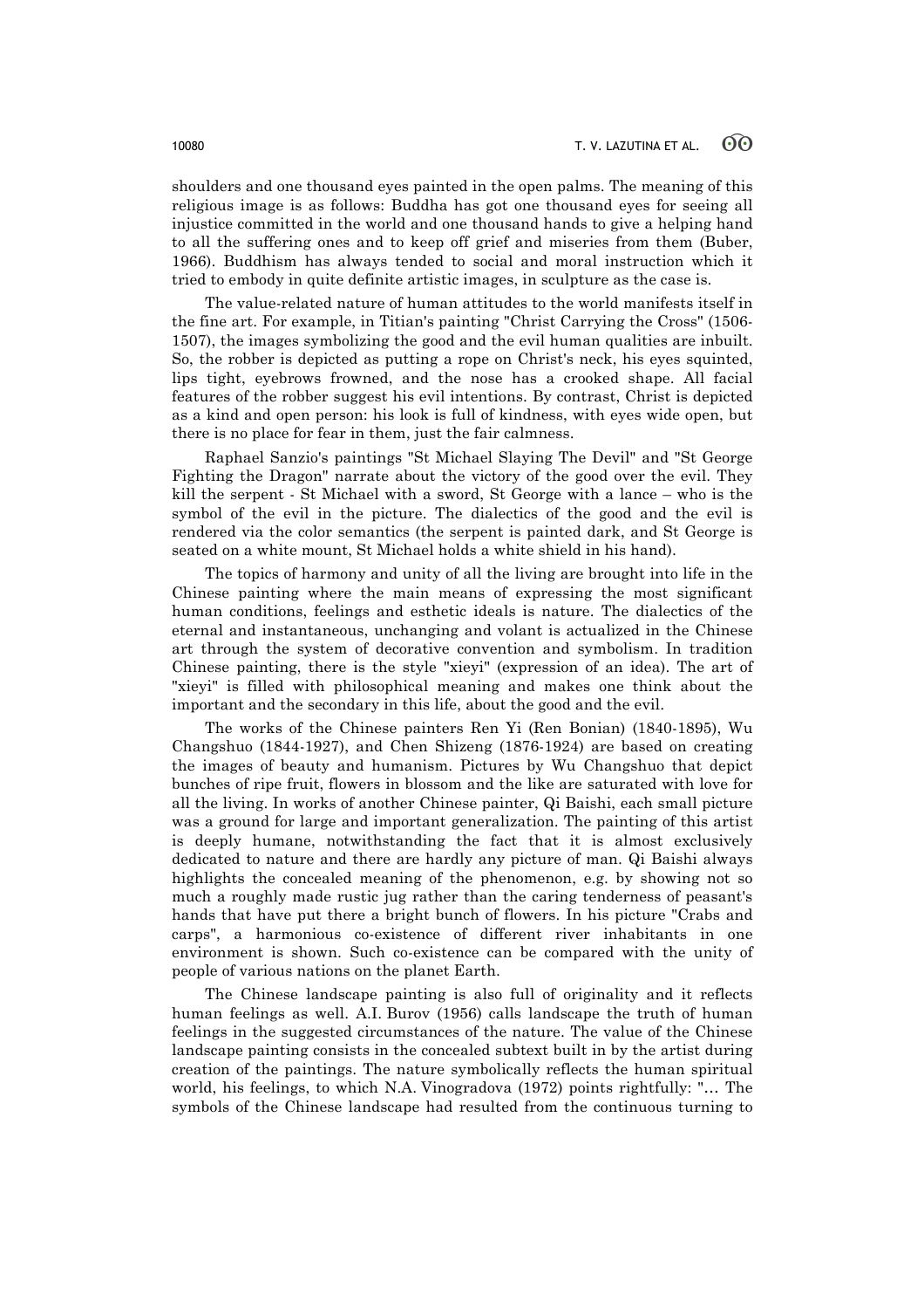shoulders and one thousand eyes painted in the open palms. The meaning of this religious image is as follows: Buddha has got one thousand eyes for seeing all injustice committed in the world and one thousand hands to give a helping hand to all the suffering ones and to keep off grief and miseries from them (Buber, 1966). Buddhism has always tended to social and moral instruction which it tried to embody in quite definite artistic images, in sculpture as the case is.

The value-related nature of human attitudes to the world manifests itself in the fine art. For example, in Titian's painting "Christ Carrying the Cross" (1506-1507), the images symbolizing the good and the evil human qualities are inbuilt. So, the robber is depicted as putting a rope on Christ's neck, his eyes squinted, lips tight, eyebrows frowned, and the nose has a crooked shape. All facial features of the robber suggest his evil intentions. By contrast, Christ is depicted as a kind and open person: his look is full of kindness, with eyes wide open, but there is no place for fear in them, just the fair calmness.

Raphael Sanzio's paintings "St Michael Slaying The Devil" and "St George Fighting the Dragon" narrate about the victory of the good over the evil. They kill the serpent - St Michael with a sword, St George with a lance – who is the symbol of the evil in the picture. The dialectics of the good and the evil is rendered via the color semantics (the serpent is painted dark, and St George is seated on a white mount, St Michael holds a white shield in his hand).

The topics of harmony and unity of all the living are brought into life in the Chinese painting where the main means of expressing the most significant human conditions, feelings and esthetic ideals is nature. The dialectics of the eternal and instantaneous, unchanging and volant is actualized in the Chinese art through the system of decorative convention and symbolism. In tradition Chinese painting, there is the style "xieyi" (expression of an idea). The art of "xieyi" is filled with philosophical meaning and makes one think about the important and the secondary in this life, about the good and the evil.

The works of the Chinese painters Ren Yi (Ren Bonian) (1840-1895), Wu Changshuo (1844-1927), and Chen Shizeng (1876-1924) are based on creating the images of beauty and humanism. Pictures by Wu Changshuo that depict bunches of ripe fruit, flowers in blossom and the like are saturated with love for all the living. In works of another Chinese painter, Qi Baishi, each small picture was a ground for large and important generalization. The painting of this artist is deeply humane, notwithstanding the fact that it is almost exclusively dedicated to nature and there are hardly any picture of man. Qi Baishi always highlights the concealed meaning of the phenomenon, e.g. by showing not so much a roughly made rustic jug rather than the caring tenderness of peasant's hands that have put there a bright bunch of flowers. In his picture "Crabs and carps", a harmonious co-existence of different river inhabitants in one environment is shown. Such co-existence can be compared with the unity of people of various nations on the planet Earth.

The Chinese landscape painting is also full of originality and it reflects human feelings as well. A.I. Burov (1956) calls landscape the truth of human feelings in the suggested circumstances of the nature. The value of the Chinese landscape painting consists in the concealed subtext built in by the artist during creation of the paintings. The nature symbolically reflects the human spiritual world, his feelings, to which N.A. Vinogradova (1972) points rightfully: "… The symbols of the Chinese landscape had resulted from the continuous turning to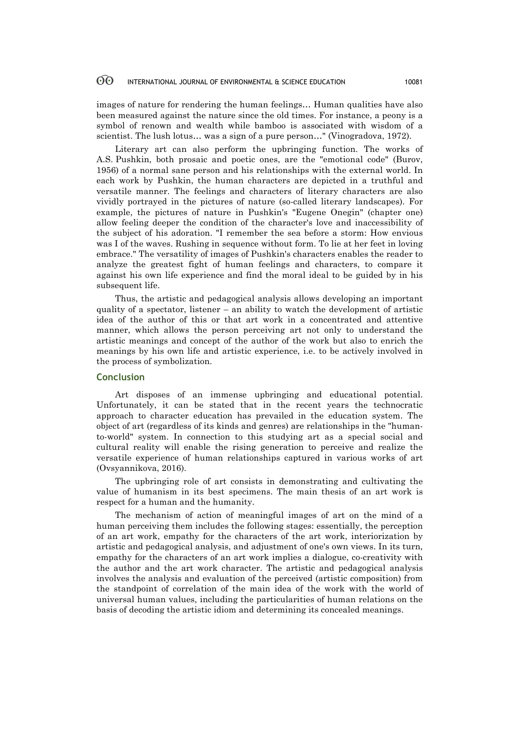images of nature for rendering the human feelings… Human qualities have also been measured against the nature since the old times. For instance, a peony is a symbol of renown and wealth while bamboo is associated with wisdom of a scientist. The lush lotus… was a sign of a pure person…" (Vinogradova, 1972).

Literary art can also perform the upbringing function. The works of A.S. Pushkin, both prosaic and poetic ones, are the "emotional code" (Burov, 1956) of a normal sane person and his relationships with the external world. In each work by Pushkin, the human characters are depicted in a truthful and versatile manner. The feelings and characters of literary characters are also vividly portrayed in the pictures of nature (so-called literary landscapes). For example, the pictures of nature in Pushkin's "Eugene Onegin" (chapter one) allow feeling deeper the condition of the character's love and inaccessibility of the subject of his adoration. "I remember the sea before a storm: How envious was I of the waves. Rushing in sequence without form. To lie at her feet in loving embrace." The versatility of images of Pushkin's characters enables the reader to analyze the greatest fight of human feelings and characters, to compare it against his own life experience and find the moral ideal to be guided by in his subsequent life.

Thus, the artistic and pedagogical analysis allows developing an important quality of a spectator, listener – an ability to watch the development of artistic idea of the author of this or that art work in a concentrated and attentive manner, which allows the person perceiving art not only to understand the artistic meanings and concept of the author of the work but also to enrich the meanings by his own life and artistic experience, i.e. to be actively involved in the process of symbolization.

## Conclusion

Art disposes of an immense upbringing and educational potential. Unfortunately, it can be stated that in the recent years the technocratic approach to character education has prevailed in the education system. The object of art (regardless of its kinds and genres) are relationships in the "human-to-world" system. In connection to this studying art as a special social and cultural reality will enable the rising generation to perceive and realize the versatile experience of human relationships captured in various works of art (Ovsyannikova, 2016).

The upbringing role of art consists in demonstrating and cultivating the value of humanism in its best specimens. The main thesis of an art work is respect for a human and the humanity.

The mechanism of action of meaningful images of art on the mind of a human perceiving them includes the following stages: essentially, the perception of an art work, empathy for the characters of the art work, interiorization by artistic and pedagogical analysis, and adjustment of one's own views. In its turn, empathy for the characters of an art work implies a dialogue, co-creativity with the author and the art work character. The artistic and pedagogical analysis involves the analysis and evaluation of the perceived (artistic composition) from the standpoint of correlation of the main idea of the work with the world of universal human values, including the particularities of human relations on the basis of decoding the artistic idiom and determining its concealed meanings.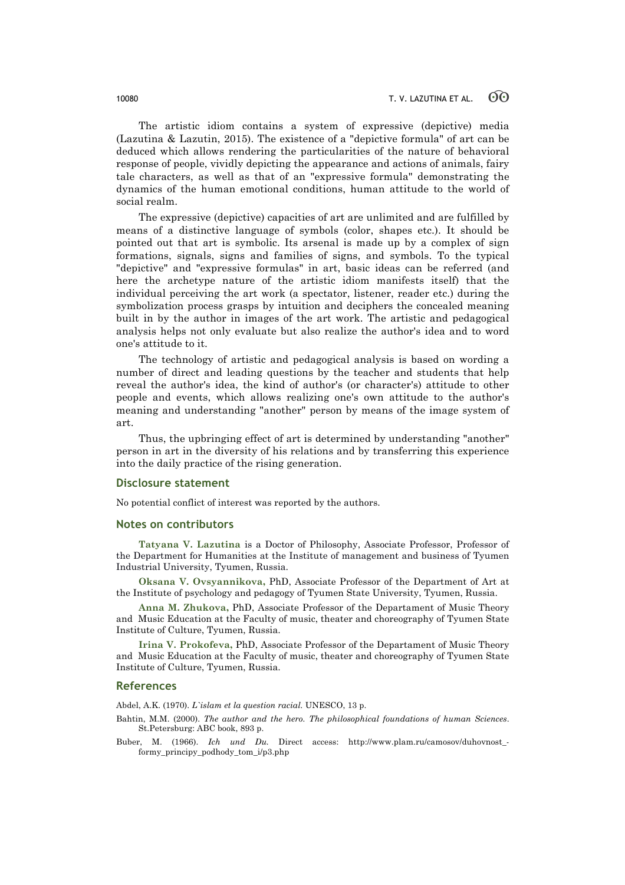The artistic idiom contains a system of expressive (depictive) media (Lazutina & Lazutin, 2015). The existence of a "depictive formula" of art can be deduced which allows rendering the particularities of the nature of behavioral response of people, vividly depicting the appearance and actions of animals, fairy tale characters, as well as that of an "expressive formula" demonstrating the dynamics of the human emotional conditions, human attitude to the world of social realm.

The expressive (depictive) capacities of art are unlimited and are fulfilled by means of a distinctive language of symbols (color, shapes etc.). It should be pointed out that art is symbolic. Its arsenal is made up by a complex of sign formations, signals, signs and families of signs, and symbols. To the typical "depictive" and "expressive formulas" in art, basic ideas can be referred (and here the archetype nature of the artistic idiom manifests itself) that the individual perceiving the art work (a spectator, listener, reader etc.) during the symbolization process grasps by intuition and deciphers the concealed meaning built in by the author in images of the art work. The artistic and pedagogical analysis helps not only evaluate but also realize the author's idea and to word one's attitude to it.

The technology of artistic and pedagogical analysis is based on wording a number of direct and leading questions by the teacher and students that help reveal the author's idea, the kind of author's (or character's) attitude to other people and events, which allows realizing one's own attitude to the author's meaning and understanding "another" person by means of the image system of art.

Thus, the upbringing effect of art is determined by understanding "another" person in art in the diversity of his relations and by transferring this experience into the daily practice of the rising generation.

## Disclosure statement

No potential conflict of interest was reported by the authors.

## Notes on contributors

**Tatyana V. Lazutina** is a Doctor of Philosophy, Associate Professor, Professor of the Department for Humanities at the Institute of management and business of Tyumen Industrial University, Tyumen, Russia.

**Oksana V. Ovsyannikova,** PhD, Associate Professor of the Department of Art at the Institute of psychology and pedagogy of Tyumen State University, Tyumen, Russia.

**Anna M. Zhukova,** PhD, Associate Professor of the Departament of Music Theory and Music Education at the Faculty of music, theater and choreography of Tyumen State Institute of Culture, Tyumen, Russia.

**Irina V. Prokofeva,** PhD, Associate Professor of the Departament of Music Theory and Music Education at the Faculty of music, theater and choreography of Tyumen State Institute of Culture, Tyumen, Russia.

## References

Abdel, A.K. (1970). *L`islam et la question racial.* UNESCO, 13 p.

Bahtin, M.M. (2000). *The author and the hero. The philosophical foundations of human Sciences.* St.Petersburg: ABC book, 893 p.

Buber, M. (1966). *Ich und Du.* Direct access: http://www.plam.ru/camosov/duhovnost_-formy_principy_podhody_tom_i/p3.php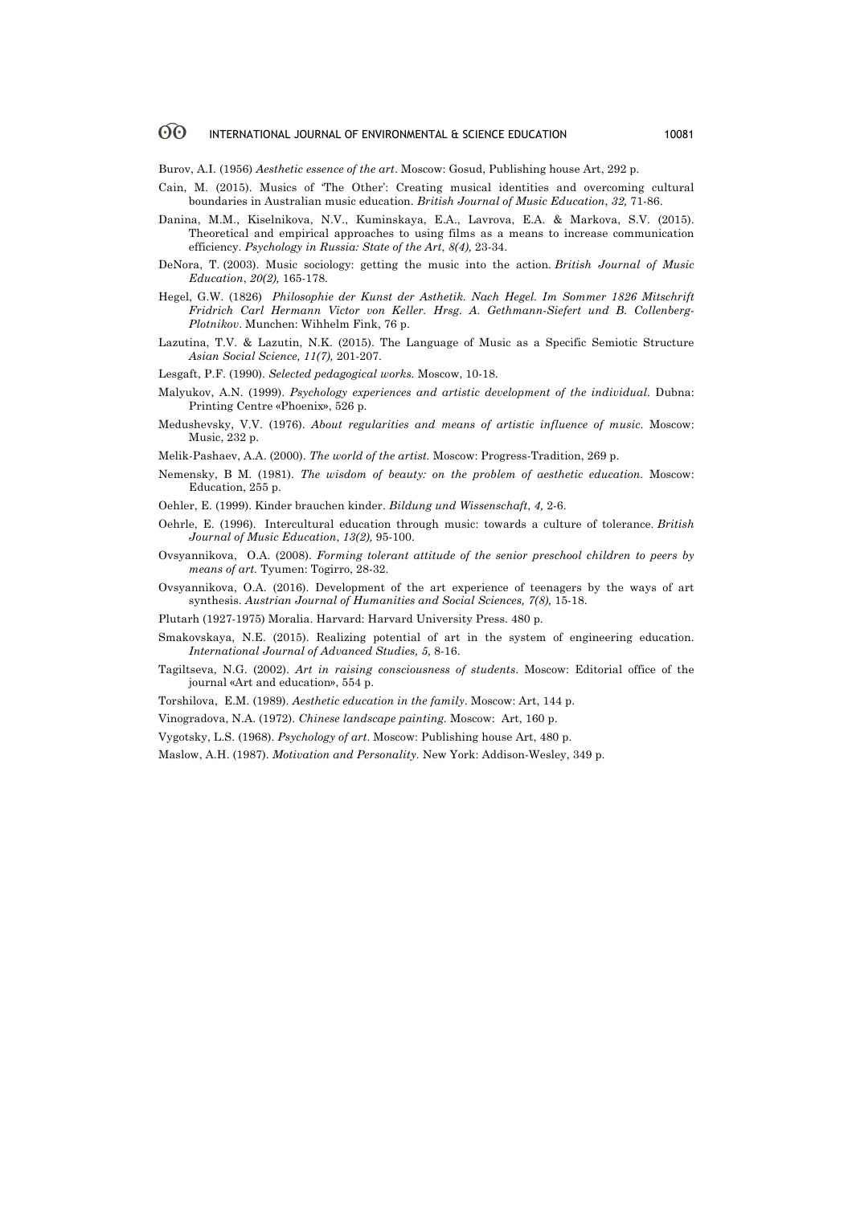Burov, A.I. (1956) *Aesthetic essence of the art*. Moscow: Gosud, Publishing house Art, 292 p.

Cain, M. (2015). Musics of 'The Other': Creating musical identities and overcoming cultural boundaries in Australian music education. *British Journal of Music Education*, *32,* 71-86.

Danina, M.M., Kiselnikova, N.V., Kuminskaya, E.A., Lavrova, E.A. & Markova, S.V. (2015). Theoretical and empirical approaches to using films as a means to increase communication efficiency. *Psychology in Russia: State of the Art*, *8(4),* 23-34.

DeNora, T. (2003). Music sociology: getting the music into the action. *British Journal of Music Education*, *20(2),* 165-178.

Hegel, G.W. (1826) *Philosophie der Kunst der Asthetik. Nach Hegel. Im Sommer 1826 Mitschrift Fridrich Carl Hermann Victor von Keller. Hrsg. A. Gethmann-Siefert und B. Collenberg-Plotnikov*. Munchen: Wihhelm Fink, 76 p.

Lazutina, T.V. & Lazutin, N.K. (2015). The Language of Music as a Specific Semiotic Structure *Asian Social Science, 11(7),* 201-207.

Lesgaft, P.F. (1990). *Selected pedagogical works.* Moscow, 10-18.

Malyukov, A.N. (1999). *Psychology experiences and artistic development of the individual*. Dubna: Printing Centre «Phoenix», 526 p.

Medushevsky, V.V. (1976). *About regularities and means of artistic influence of music.* Moscow: Music, 232 p.

Melik-Pashaev, A.A. (2000). *The world of the artist.* Moscow: Progress-Tradition, 269 p.

Nemensky, B M. (1981). *The wisdom of beauty: on the problem of aesthetic education.* Moscow: Education, 255 p.

Oehler, E. (1999). Kinder brauchen kinder. *Bildung und Wissenschaft*, *4,* 2-6.

Oehrle, E. (1996). Intercultural education through music: towards a culture of tolerance. *British Journal of Music Education*, *13(2),* 95-100.

Ovsyannikova, O.A. (2008). *Forming tolerant attitude of the senior preschool children to peers by means of art.* Tyumen: Togirro, 28-32.

Ovsyannikova, O.A. (2016). Development of the art experience of teenagers by the ways of art synthesis. *Austrian Journal of Humanities and Social Sciences, 7(8),* 15-18.

Plutarh (1927-1975) Moralia. Harvard: Harvard University Press. 480 p.

Smakovskaya, N.E. (2015). Realizing potential of art in the system of engineering education. *International Journal of Advanced Studies, 5,* 8-16.

Tagiltseva, N.G. (2002). *Art in raising consciousness of students*. Moscow: Editorial office of the journal «Art and education», 554 p.

Torshilova, E.M. (1989). *Aesthetic education in the family*. Moscow: Art, 144 p.

Vinogradova, N.A. (1972). *Chinese landscape painting.* Moscow: Art, 160 p.

Vygotsky, L.S. (1968). *Psychology of art*. Moscow: Publishing house Art, 480 p.

Maslow, A.H. (1987). *Motivation and Personality.* New York: Addison-Wesley, 349 p.